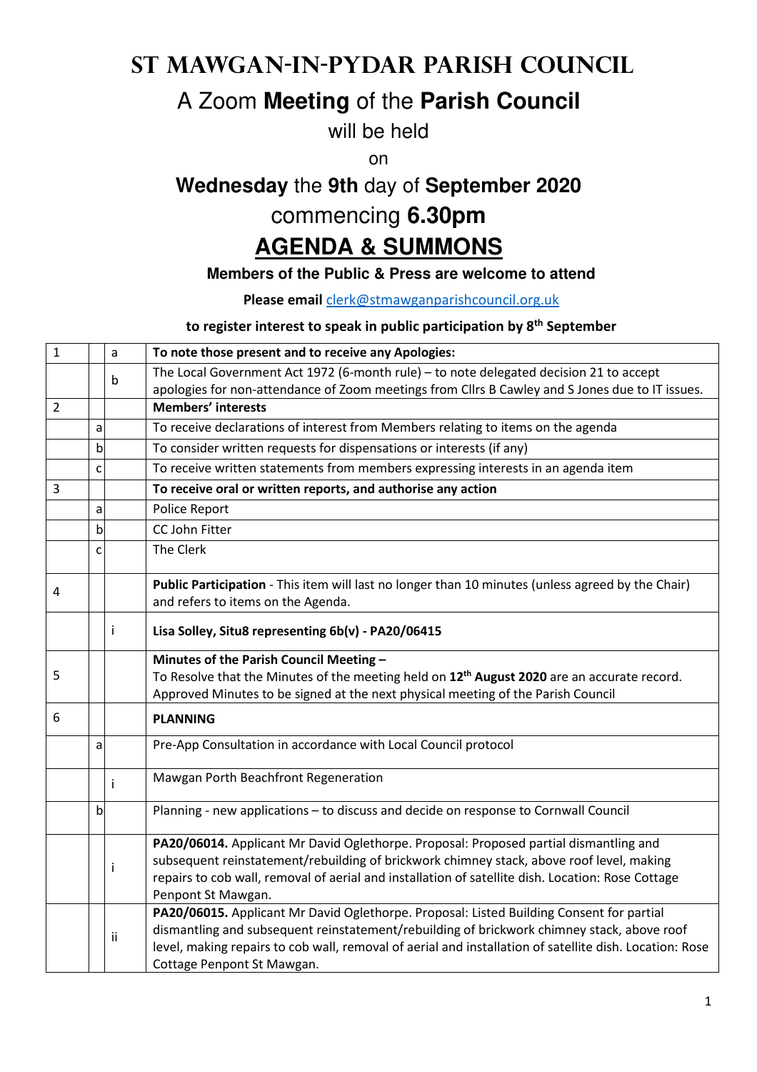# ST MAWGAN-IN-PYDAR PARISH COUNCIL

## A Zoom **Meeting** of the **Parish Council**

will be held

on

## **Wednesday** the **9th** day of **September 2020**

## commencing **6.30pm**

# **AGENDA & SUMMONS**

**Members of the Public & Press are welcome to attend**

**Please email** clerk@stmawganparishcouncil.org.uk

**to register interest to speak in public participation by 8th September**

| | | | |
|---|---|---|---|
| 1 | | a | **To note those present and to receive any Apologies:** |
| | | b | The Local Government Act 1972 (6-month rule) – to note delegated decision 21 to accept apologies for non-attendance of Zoom meetings from Cllrs B Cawley and S Jones due to IT issues. |
| 2 | | | **Members' interests** |
| | a | | To receive declarations of interest from Members relating to items on the agenda |
| | b | | To consider written requests for dispensations or interests (if any) |
| | c | | To receive written statements from members expressing interests in an agenda item |
| 3 | | | **To receive oral or written reports, and authorise any action** |
| | a | | Police Report |
| | b | | CC John Fitter |
| | c | | The Clerk |
| 4 | | | **Public Participation** - This item will last no longer than 10 minutes (unless agreed by the Chair) and refers to items on the Agenda. |
| | | i | **Lisa Solley, Situ8 representing 6b(v) - PA20/06415** |
| 5 | | | **Minutes of the Parish Council Meeting –** To Resolve that the Minutes of the meeting held on **12th August 2020** are an accurate record. Approved Minutes to be signed at the next physical meeting of the Parish Council |
| 6 | | | **PLANNING** |
| | a | | Pre-App Consultation in accordance with Local Council protocol |
| | | i | Mawgan Porth Beachfront Regeneration |
| | b | | Planning - new applications – to discuss and decide on response to Cornwall Council |
| | | i | **PA20/06014.** Applicant Mr David Oglethorpe. Proposal: Proposed partial dismantling and subsequent reinstatement/rebuilding of brickwork chimney stack, above roof level, making repairs to cob wall, removal of aerial and installation of satellite dish. Location: Rose Cottage Penpont St Mawgan. |
| | | ii | **PA20/06015.** Applicant Mr David Oglethorpe. Proposal: Listed Building Consent for partial dismantling and subsequent reinstatement/rebuilding of brickwork chimney stack, above roof level, making repairs to cob wall, removal of aerial and installation of satellite dish. Location: Rose Cottage Penpont St Mawgan. |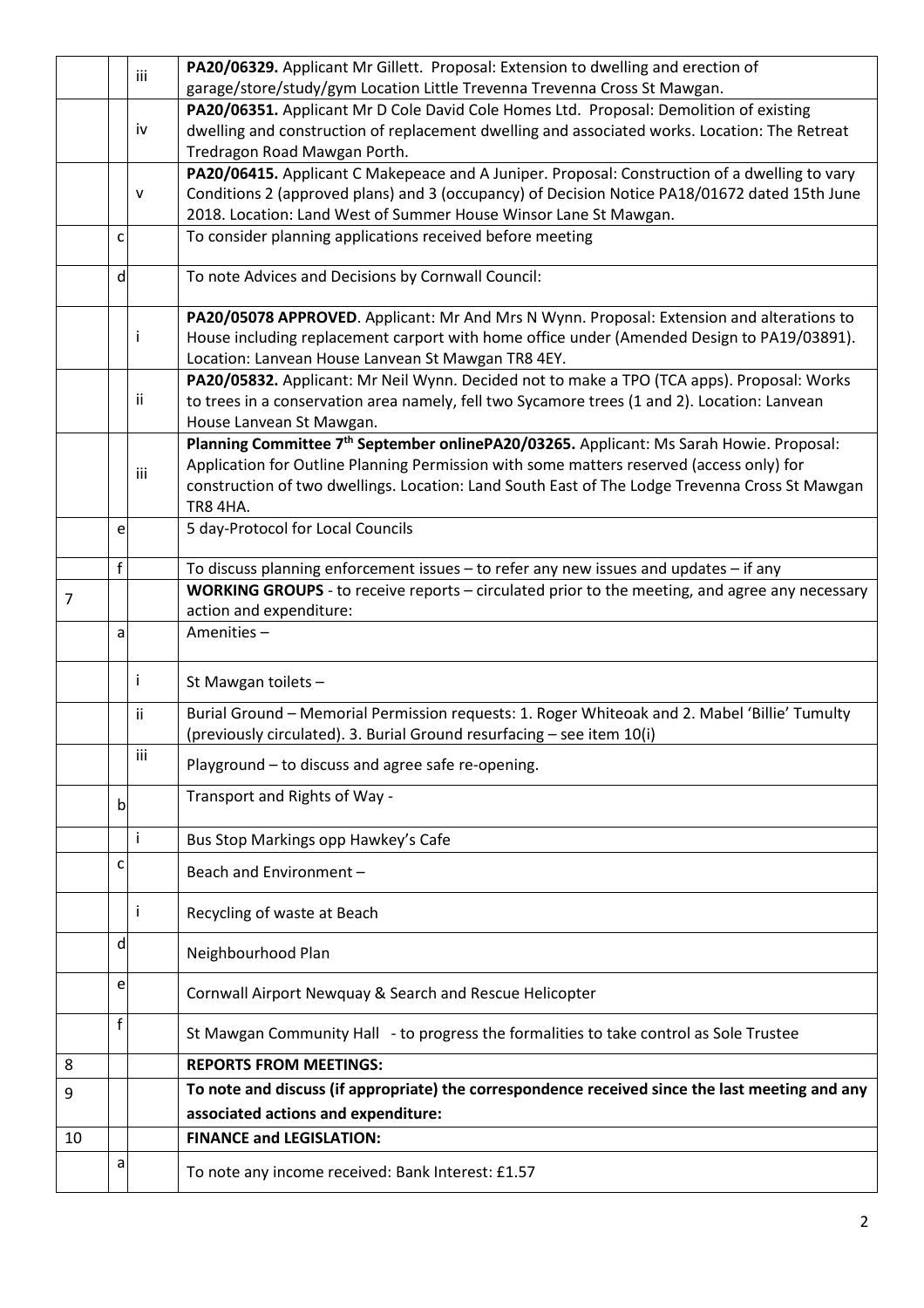| | | | |
|---|---|---|---|
| | | iii | **PA20/06329.** Applicant Mr Gillett. Proposal: Extension to dwelling and erection of garage/store/study/gym Location Little Trevenna Trevenna Cross St Mawgan. |
| | | iv | **PA20/06351.** Applicant Mr D Cole David Cole Homes Ltd. Proposal: Demolition of existing dwelling and construction of replacement dwelling and associated works. Location: The Retreat Tredragon Road Mawgan Porth. |
| | | v | **PA20/06415.** Applicant C Makepeace and A Juniper. Proposal: Construction of a dwelling to vary Conditions 2 (approved plans) and 3 (occupancy) of Decision Notice PA18/01672 dated 15th June 2018. Location: Land West of Summer House Winsor Lane St Mawgan. |
| | c | | To consider planning applications received before meeting |
| | d | | To note Advices and Decisions by Cornwall Council: |
| | | i | **PA20/05078 APPROVED**. Applicant: Mr And Mrs N Wynn. Proposal: Extension and alterations to House including replacement carport with home office under (Amended Design to PA19/03891). Location: Lanvean House Lanvean St Mawgan TR8 4EY. |
| | | ii | **PA20/05832.** Applicant: Mr Neil Wynn. Decided not to make a TPO (TCA apps). Proposal: Works to trees in a conservation area namely, fell two Sycamore trees (1 and 2). Location: Lanvean House Lanvean St Mawgan. |
| | | iii | **Planning Committee 7th September onlinePA20/03265.** Applicant: Ms Sarah Howie. Proposal: Application for Outline Planning Permission with some matters reserved (access only) for construction of two dwellings. Location: Land South East of The Lodge Trevenna Cross St Mawgan TR8 4HA. |
| | e | | 5 day-Protocol for Local Councils |
| | f | | To discuss planning enforcement issues – to refer any new issues and updates – if any |
| 7 | | | **WORKING GROUPS** - to receive reports – circulated prior to the meeting, and agree any necessary action and expenditure: |
| | a | | Amenities – |
| | | i | St Mawgan toilets – |
| | | ii | Burial Ground – Memorial Permission requests: 1. Roger Whiteoak and 2. Mabel 'Billie' Tumulty (previously circulated). 3. Burial Ground resurfacing – see item 10(i) |
| | | iii | Playground – to discuss and agree safe re-opening. |
| | b | | Transport and Rights of Way - |
| | | i | Bus Stop Markings opp Hawkey's Cafe |
| | c | | Beach and Environment – |
| | | i | Recycling of waste at Beach |
| | d | | Neighbourhood Plan |
| | e | | Cornwall Airport Newquay & Search and Rescue Helicopter |
| | f | | St Mawgan Community Hall - to progress the formalities to take control as Sole Trustee |
| 8 | | | **REPORTS FROM MEETINGS:** |
| 9 | | | **To note and discuss (if appropriate) the correspondence received since the last meeting and any associated actions and expenditure:** |
| 10 | | | **FINANCE and LEGISLATION:** |
| | a | | To note any income received: Bank Interest: £1.57 |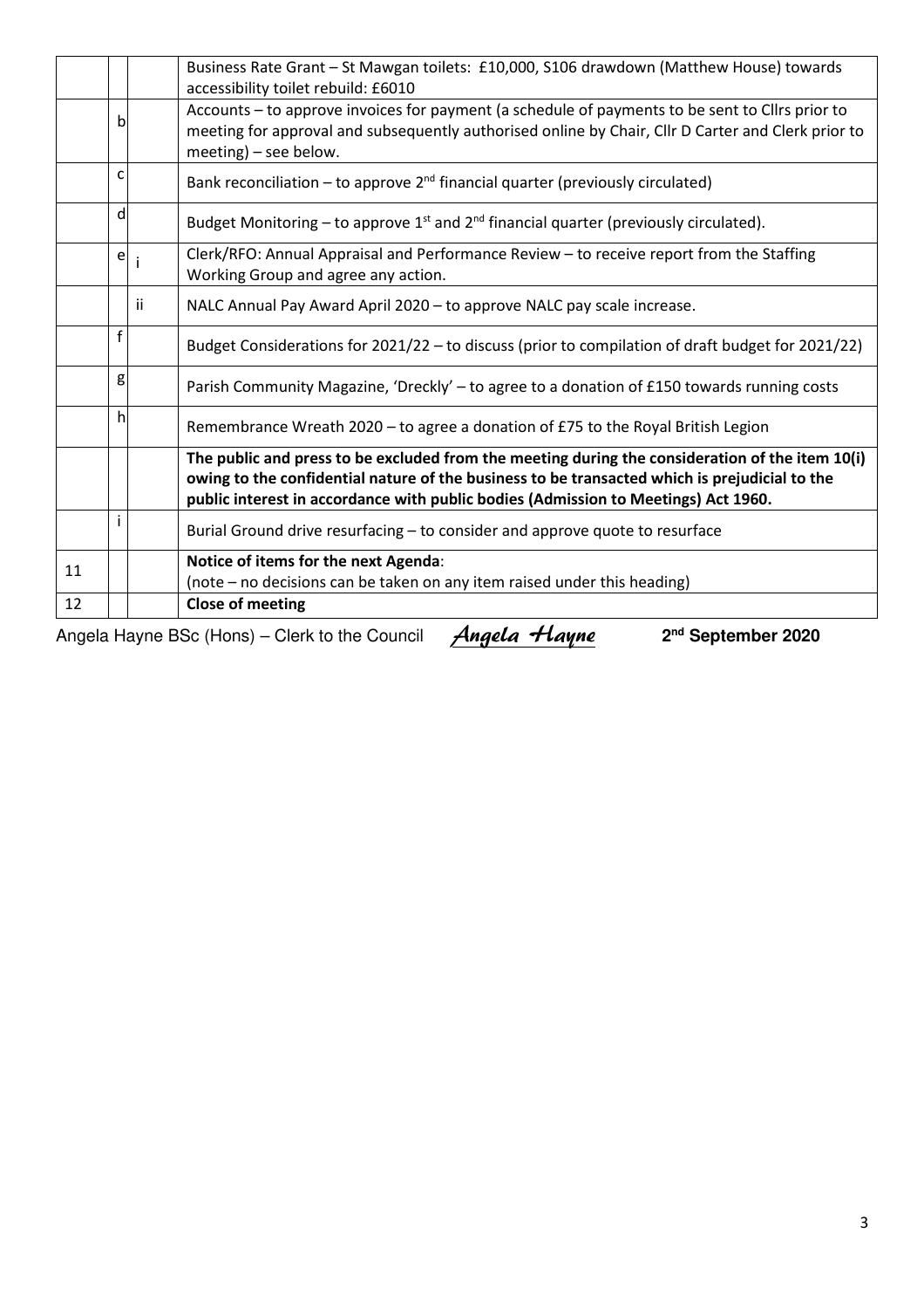| | | | |
|---|---|---|---|
| | | | Business Rate Grant – St Mawgan toilets: £10,000, S106 drawdown (Matthew House) towards accessibility toilet rebuild: £6010 |
| | b | | Accounts – to approve invoices for payment (a schedule of payments to be sent to Cllrs prior to meeting for approval and subsequently authorised online by Chair, Cllr D Carter and Clerk prior to meeting) – see below. |
| | c | | Bank reconciliation – to approve 2nd financial quarter (previously circulated) |
| | d | | Budget Monitoring – to approve 1st and 2nd financial quarter (previously circulated). |
| | e | i | Clerk/RFO: Annual Appraisal and Performance Review – to receive report from the Staffing Working Group and agree any action. |
| | | ii | NALC Annual Pay Award April 2020 – to approve NALC pay scale increase. |
| | f | | Budget Considerations for 2021/22 – to discuss (prior to compilation of draft budget for 2021/22) |
| | g | | Parish Community Magazine, 'Dreckly' – to agree to a donation of £150 towards running costs |
| | h | | Remembrance Wreath 2020 – to agree a donation of £75 to the Royal British Legion |
| | | | **The public and press to be excluded from the meeting during the consideration of the item 10(i) owing to the confidential nature of the business to be transacted which is prejudicial to the public interest in accordance with public bodies (Admission to Meetings) Act 1960.** |
| | i | | Burial Ground drive resurfacing – to consider and approve quote to resurface |
| 11 | | | **Notice of items for the next Agenda**: (note – no decisions can be taken on any item raised under this heading) |
| 12 | | | **Close of meeting** |

Angela Hayne BSc (Hons) – Clerk to the Council *Angela Hayne* **2nd September 2020**